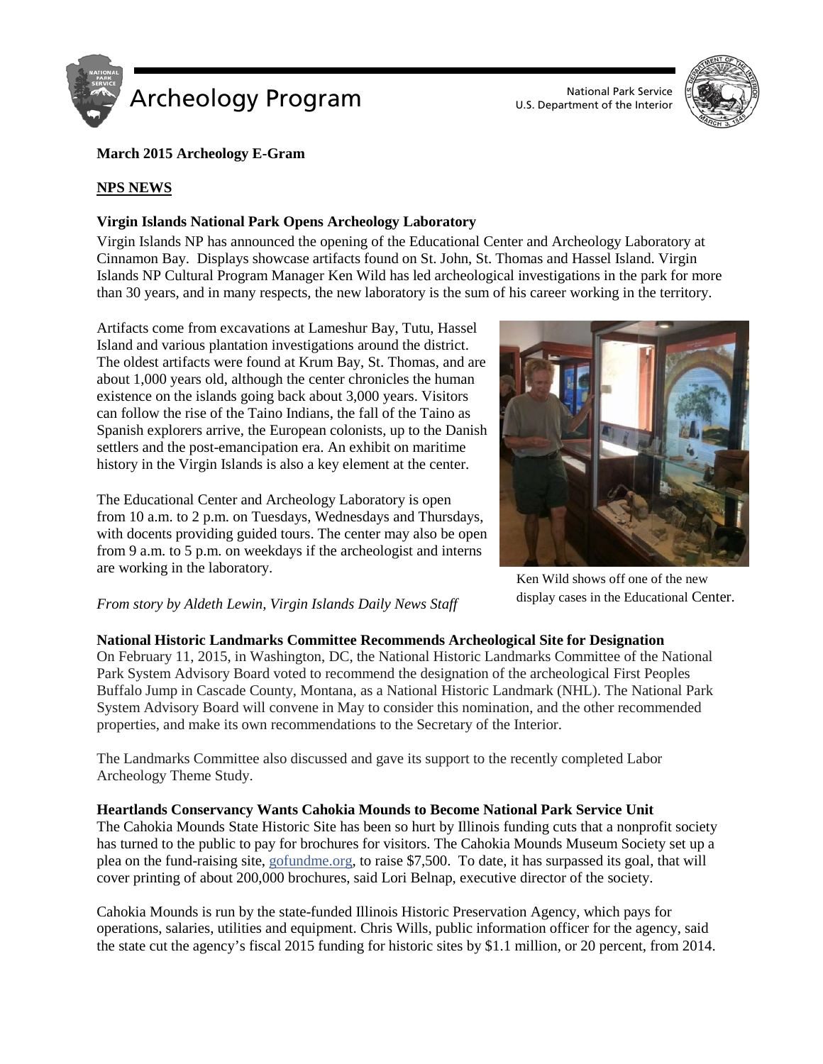# Archeology Program

National Park Service
U.S. Department of the Interior

**March 2015 Archeology E-Gram**

## NPS NEWS

### Virgin Islands National Park Opens Archeology Laboratory

Virgin Islands NP has announced the opening of the Educational Center and Archeology Laboratory at Cinnamon Bay. Displays showcase artifacts found on St. John, St. Thomas and Hassel Island. Virgin Islands NP Cultural Program Manager Ken Wild has led archeological investigations in the park for more than 30 years, and in many respects, the new laboratory is the sum of his career working in the territory.

Artifacts come from excavations at Lameshur Bay, Tutu, Hassel Island and various plantation investigations around the district. The oldest artifacts were found at Krum Bay, St. Thomas, and are about 1,000 years old, although the center chronicles the human existence on the islands going back about 3,000 years. Visitors can follow the rise of the Taino Indians, the fall of the Taino as Spanish explorers arrive, the European colonists, up to the Danish settlers and the post-emancipation era. An exhibit on maritime history in the Virgin Islands is also a key element at the center.

The Educational Center and Archeology Laboratory is open from 10 a.m. to 2 p.m. on Tuesdays, Wednesdays and Thursdays, with docents providing guided tours. The center may also be open from 9 a.m. to 5 p.m. on weekdays if the archeologist and interns are working in the laboratory.

Ken Wild shows off one of the new display cases in the Educational Center.

*From story by Aldeth Lewin, Virgin Islands Daily News Staff*

### National Historic Landmarks Committee Recommends Archeological Site for Designation

On February 11, 2015, in Washington, DC, the National Historic Landmarks Committee of the National Park System Advisory Board voted to recommend the designation of the archeological First Peoples Buffalo Jump in Cascade County, Montana, as a National Historic Landmark (NHL). The National Park System Advisory Board will convene in May to consider this nomination, and the other recommended properties, and make its own recommendations to the Secretary of the Interior.

The Landmarks Committee also discussed and gave its support to the recently completed Labor Archeology Theme Study.

### Heartlands Conservancy Wants Cahokia Mounds to Become National Park Service Unit

The Cahokia Mounds State Historic Site has been so hurt by Illinois funding cuts that a nonprofit society has turned to the public to pay for brochures for visitors. The Cahokia Mounds Museum Society set up a plea on the fund-raising site, gofundme.org, to raise $7,500. To date, it has surpassed its goal, that will cover printing of about 200,000 brochures, said Lori Belnap, executive director of the society.

Cahokia Mounds is run by the state-funded Illinois Historic Preservation Agency, which pays for operations, salaries, utilities and equipment. Chris Wills, public information officer for the agency, said the state cut the agency's fiscal 2015 funding for historic sites by $1.1 million, or 20 percent, from 2014.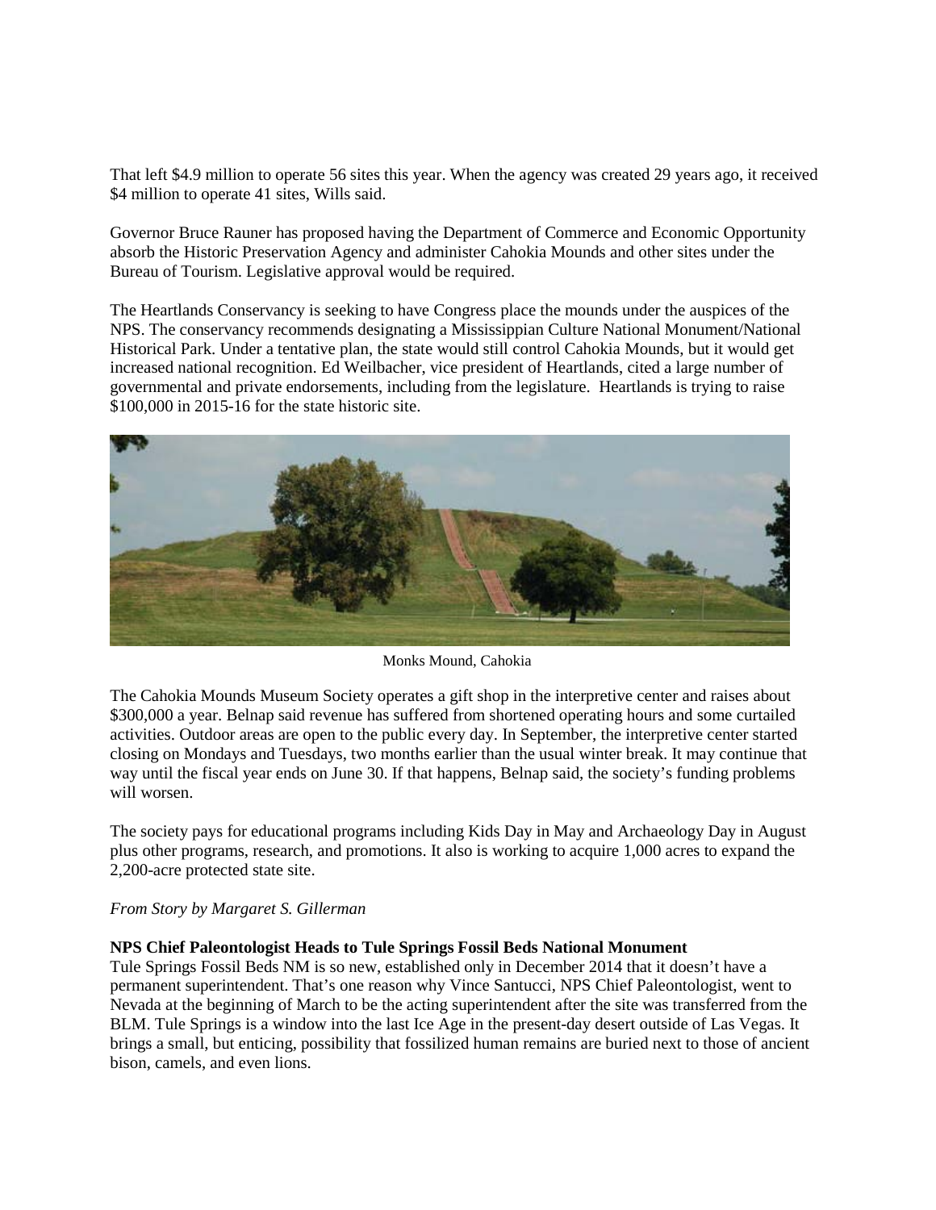That left $4.9 million to operate 56 sites this year. When the agency was created 29 years ago, it received $4 million to operate 41 sites, Wills said.

Governor Bruce Rauner has proposed having the Department of Commerce and Economic Opportunity absorb the Historic Preservation Agency and administer Cahokia Mounds and other sites under the Bureau of Tourism. Legislative approval would be required.

The Heartlands Conservancy is seeking to have Congress place the mounds under the auspices of the NPS. The conservancy recommends designating a Mississippian Culture National Monument/National Historical Park. Under a tentative plan, the state would still control Cahokia Mounds, but it would get increased national recognition. Ed Weilbacher, vice president of Heartlands, cited a large number of governmental and private endorsements, including from the legislature. Heartlands is trying to raise $100,000 in 2015-16 for the state historic site.

Monks Mound, Cahokia

The Cahokia Mounds Museum Society operates a gift shop in the interpretive center and raises about $300,000 a year. Belnap said revenue has suffered from shortened operating hours and some curtailed activities. Outdoor areas are open to the public every day. In September, the interpretive center started closing on Mondays and Tuesdays, two months earlier than the usual winter break. It may continue that way until the fiscal year ends on June 30. If that happens, Belnap said, the society's funding problems will worsen.

The society pays for educational programs including Kids Day in May and Archaeology Day in August plus other programs, research, and promotions. It also is working to acquire 1,000 acres to expand the 2,200-acre protected state site.

*From Story by Margaret S. Gillerman*

**NPS Chief Paleontologist Heads to Tule Springs Fossil Beds National Monument**

Tule Springs Fossil Beds NM is so new, established only in December 2014 that it doesn't have a permanent superintendent. That's one reason why Vince Santucci, NPS Chief Paleontologist, went to Nevada at the beginning of March to be the acting superintendent after the site was transferred from the BLM. Tule Springs is a window into the last Ice Age in the present-day desert outside of Las Vegas. It brings a small, but enticing, possibility that fossilized human remains are buried next to those of ancient bison, camels, and even lions.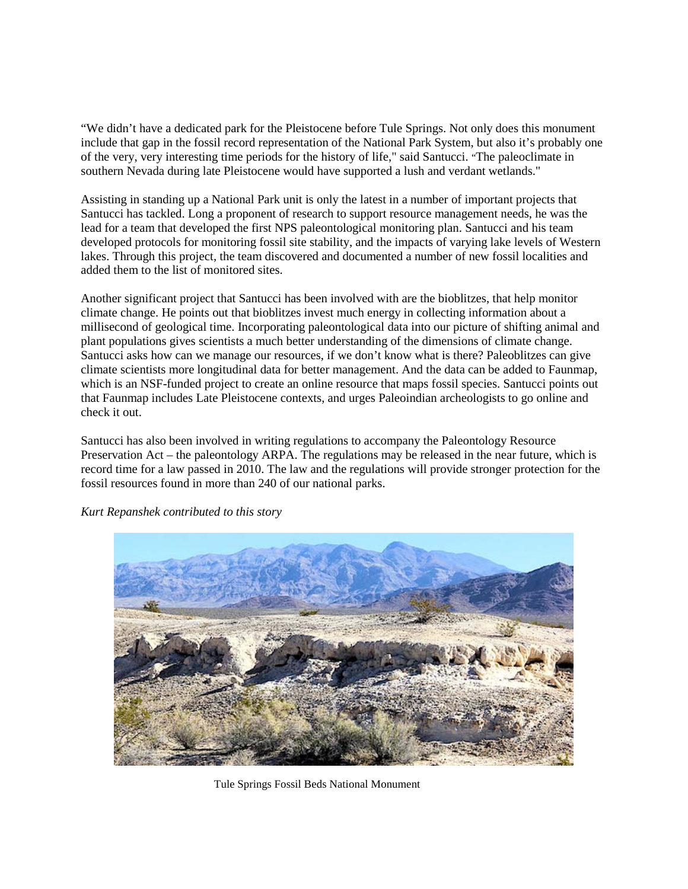"We didn't have a dedicated park for the Pleistocene before Tule Springs. Not only does this monument include that gap in the fossil record representation of the National Park System, but also it's probably one of the very, very interesting time periods for the history of life," said Santucci. "The paleoclimate in southern Nevada during late Pleistocene would have supported a lush and verdant wetlands."

Assisting in standing up a National Park unit is only the latest in a number of important projects that Santucci has tackled. Long a proponent of research to support resource management needs, he was the lead for a team that developed the first NPS paleontological monitoring plan. Santucci and his team developed protocols for monitoring fossil site stability, and the impacts of varying lake levels of Western lakes. Through this project, the team discovered and documented a number of new fossil localities and added them to the list of monitored sites.

Another significant project that Santucci has been involved with are the bioblitzes, that help monitor climate change. He points out that bioblitzes invest much energy in collecting information about a millisecond of geological time. Incorporating paleontological data into our picture of shifting animal and plant populations gives scientists a much better understanding of the dimensions of climate change. Santucci asks how can we manage our resources, if we don't know what is there? Paleoblitzes can give climate scientists more longitudinal data for better management. And the data can be added to Faunmap, which is an NSF-funded project to create an online resource that maps fossil species. Santucci points out that Faunmap includes Late Pleistocene contexts, and urges Paleoindian archeologists to go online and check it out.

Santucci has also been involved in writing regulations to accompany the Paleontology Resource Preservation Act – the paleontology ARPA. The regulations may be released in the near future, which is record time for a law passed in 2010. The law and the regulations will provide stronger protection for the fossil resources found in more than 240 of our national parks.

*Kurt Repanshek contributed to this story*

Tule Springs Fossil Beds National Monument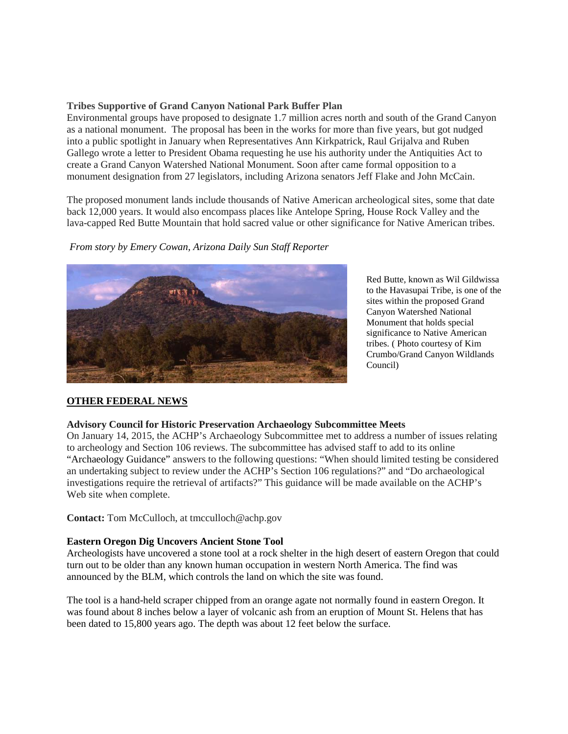**Tribes Supportive of Grand Canyon National Park Buffer Plan**

Environmental groups have proposed to designate 1.7 million acres north and south of the Grand Canyon as a national monument. The proposal has been in the works for more than five years, but got nudged into a public spotlight in January when Representatives Ann Kirkpatrick, Raul Grijalva and Ruben Gallego wrote a letter to President Obama requesting he use his authority under the Antiquities Act to create a Grand Canyon Watershed National Monument. Soon after came formal opposition to a monument designation from 27 legislators, including Arizona senators Jeff Flake and John McCain.

The proposed monument lands include thousands of Native American archeological sites, some that date back 12,000 years. It would also encompass places like Antelope Spring, House Rock Valley and the lava-capped Red Butte Mountain that hold sacred value or other significance for Native American tribes.

*From story by Emery Cowan, Arizona Daily Sun Staff Reporter*

Red Butte, known as Wil Gildwissa to the Havasupai Tribe, is one of the sites within the proposed Grand Canyon Watershed National Monument that holds special significance to Native American tribes. ( Photo courtesy of Kim Crumbo/Grand Canyon Wildlands Council)

## OTHER FEDERAL NEWS

**Advisory Council for Historic Preservation Archaeology Subcommittee Meets**

On January 14, 2015, the ACHP's Archaeology Subcommittee met to address a number of issues relating to archeology and Section 106 reviews. The subcommittee has advised staff to add to its online "Archaeology Guidance" answers to the following questions: "When should limited testing be considered an undertaking subject to review under the ACHP's Section 106 regulations?" and "Do archaeological investigations require the retrieval of artifacts?" This guidance will be made available on the ACHP's Web site when complete.

**Contact:** Tom McCulloch, at tmcculloch@achp.gov

**Eastern Oregon Dig Uncovers Ancient Stone Tool**

Archeologists have uncovered a stone tool at a rock shelter in the high desert of eastern Oregon that could turn out to be older than any known human occupation in western North America. The find was announced by the BLM, which controls the land on which the site was found.

The tool is a hand-held scraper chipped from an orange agate not normally found in eastern Oregon. It was found about 8 inches below a layer of volcanic ash from an eruption of Mount St. Helens that has been dated to 15,800 years ago. The depth was about 12 feet below the surface.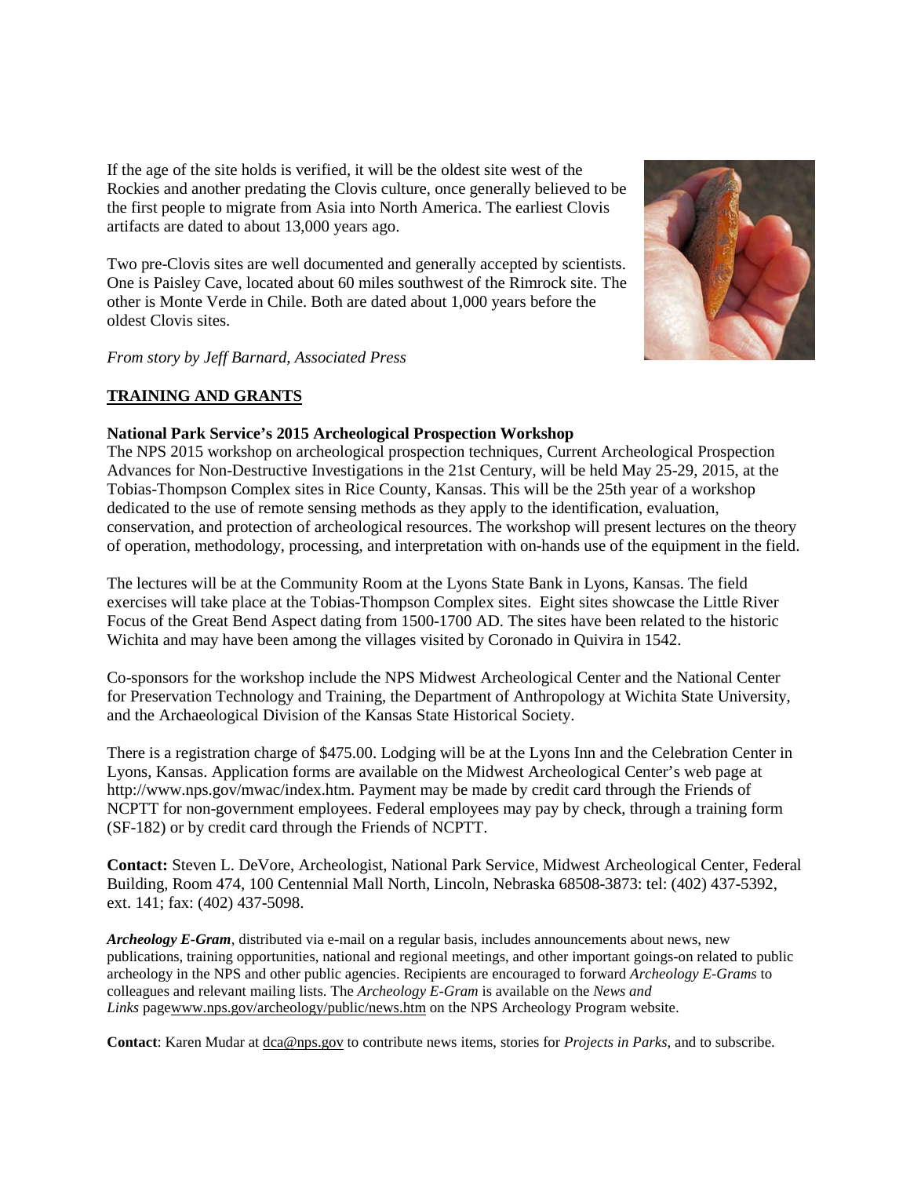If the age of the site holds is verified, it will be the oldest site west of the Rockies and another predating the Clovis culture, once generally believed to be the first people to migrate from Asia into North America. The earliest Clovis artifacts are dated to about 13,000 years ago.

Two pre-Clovis sites are well documented and generally accepted by scientists. One is Paisley Cave, located about 60 miles southwest of the Rimrock site. The other is Monte Verde in Chile. Both are dated about 1,000 years before the oldest Clovis sites.

*From story by Jeff Barnard, Associated Press*

## TRAINING AND GRANTS

**National Park Service's 2015 Archeological Prospection Workshop**

The NPS 2015 workshop on archeological prospection techniques, Current Archeological Prospection Advances for Non-Destructive Investigations in the 21st Century, will be held May 25-29, 2015, at the Tobias-Thompson Complex sites in Rice County, Kansas. This will be the 25th year of a workshop dedicated to the use of remote sensing methods as they apply to the identification, evaluation, conservation, and protection of archeological resources. The workshop will present lectures on the theory of operation, methodology, processing, and interpretation with on-hands use of the equipment in the field.

The lectures will be at the Community Room at the Lyons State Bank in Lyons, Kansas. The field exercises will take place at the Tobias-Thompson Complex sites. Eight sites showcase the Little River Focus of the Great Bend Aspect dating from 1500-1700 AD. The sites have been related to the historic Wichita and may have been among the villages visited by Coronado in Quivira in 1542.

Co-sponsors for the workshop include the NPS Midwest Archeological Center and the National Center for Preservation Technology and Training, the Department of Anthropology at Wichita State University, and the Archaeological Division of the Kansas State Historical Society.

There is a registration charge of $475.00. Lodging will be at the Lyons Inn and the Celebration Center in Lyons, Kansas. Application forms are available on the Midwest Archeological Center's web page at http://www.nps.gov/mwac/index.htm. Payment may be made by credit card through the Friends of NCPTT for non-government employees. Federal employees may pay by check, through a training form (SF-182) or by credit card through the Friends of NCPTT.

**Contact:** Steven L. DeVore, Archeologist, National Park Service, Midwest Archeological Center, Federal Building, Room 474, 100 Centennial Mall North, Lincoln, Nebraska 68508-3873: tel: (402) 437-5392, ext. 141; fax: (402) 437-5098.

***Archeology E-Gram***, distributed via e-mail on a regular basis, includes announcements about news, new publications, training opportunities, national and regional meetings, and other important goings-on related to public archeology in the NPS and other public agencies. Recipients are encouraged to forward *Archeology E-Grams* to colleagues and relevant mailing lists. The *Archeology E-Gram* is available on the *News and Links* pagewww.nps.gov/archeology/public/news.htm on the NPS Archeology Program website.

**Contact**: Karen Mudar at dca@nps.gov to contribute news items, stories for *Projects in Parks*, and to subscribe.